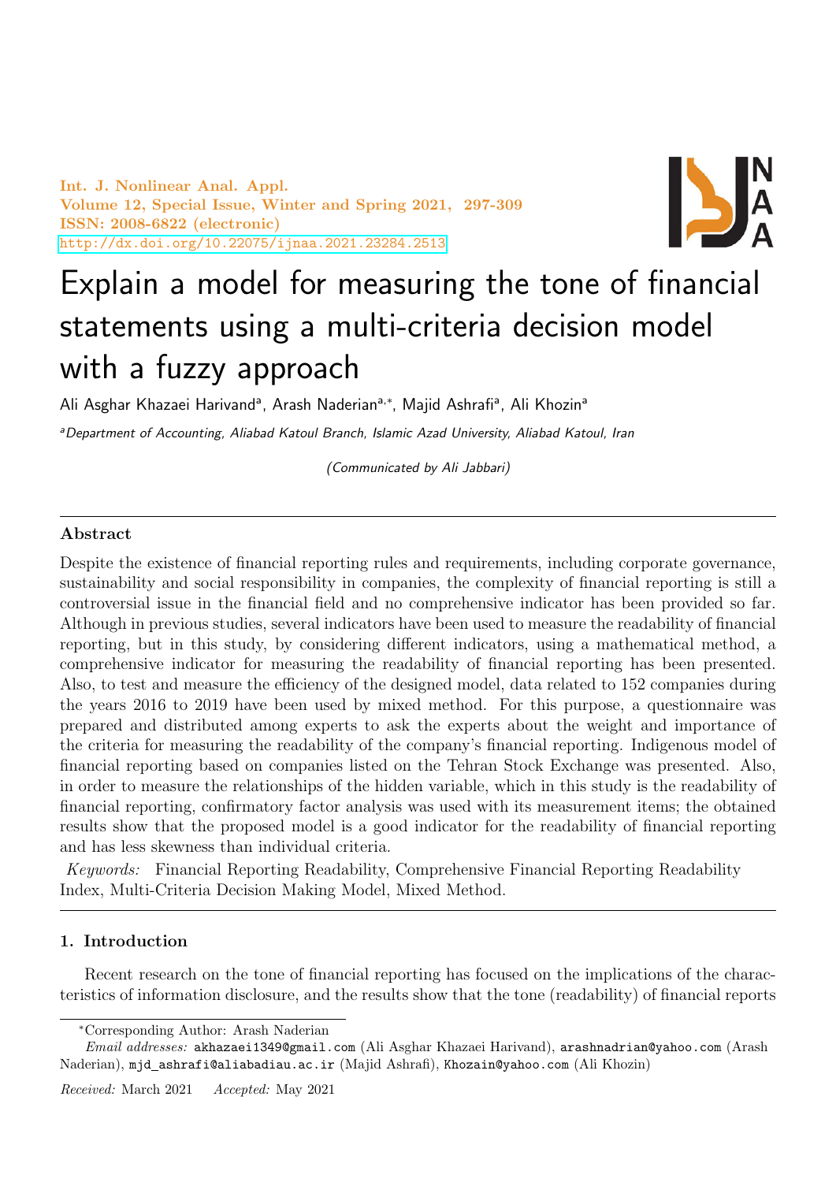Int. J. Nonlinear Anal. Appl.
Volume 12, Special Issue, Winter and Spring 2021, 297-309
ISSN: 2008-6822 (electronic)
http://dx.doi.org/10.22075/ijnaa.2021.23284.2513

# Explain a model for measuring the tone of financial statements using a multi-criteria decision model with a fuzzy approach

Ali Asghar Khazaei Harivand[a], Arash Naderian[a,*], Majid Ashrafi[a], Ali Khozin[a]

[a]*Department of Accounting, Aliabad Katoul Branch, Islamic Azad University, Aliabad Katoul, Iran*

*(Communicated by Ali Jabbari)*

## Abstract

Despite the existence of financial reporting rules and requirements, including corporate governance, sustainability and social responsibility in companies, the complexity of financial reporting is still a controversial issue in the financial field and no comprehensive indicator has been provided so far. Although in previous studies, several indicators have been used to measure the readability of financial reporting, but in this study, by considering different indicators, using a mathematical method, a comprehensive indicator for measuring the readability of financial reporting has been presented. Also, to test and measure the efficiency of the designed model, data related to 152 companies during the years 2016 to 2019 have been used by mixed method. For this purpose, a questionnaire was prepared and distributed among experts to ask the experts about the weight and importance of the criteria for measuring the readability of the company's financial reporting. Indigenous model of financial reporting based on companies listed on the Tehran Stock Exchange was presented. Also, in order to measure the relationships of the hidden variable, which in this study is the readability of financial reporting, confirmatory factor analysis was used with its measurement items; the obtained results show that the proposed model is a good indicator for the readability of financial reporting and has less skewness than individual criteria.

*Keywords:* Financial Reporting Readability, Comprehensive Financial Reporting Readability Index, Multi-Criteria Decision Making Model, Mixed Method.

## 1. Introduction

Recent research on the tone of financial reporting has focused on the implications of the characteristics of information disclosure, and the results show that the tone (readability) of financial reports

*Corresponding Author: Arash Naderian

*Email addresses:* akhazaei1349@gmail.com (Ali Asghar Khazaei Harivand), arashnadrian@yahoo.com (Arash Naderian), mjd_ashrafi@aliabadiau.ac.ir (Majid Ashrafi), Khozain@yahoo.com (Ali Khozin)

*Received:* March 2021 *Accepted:* May 2021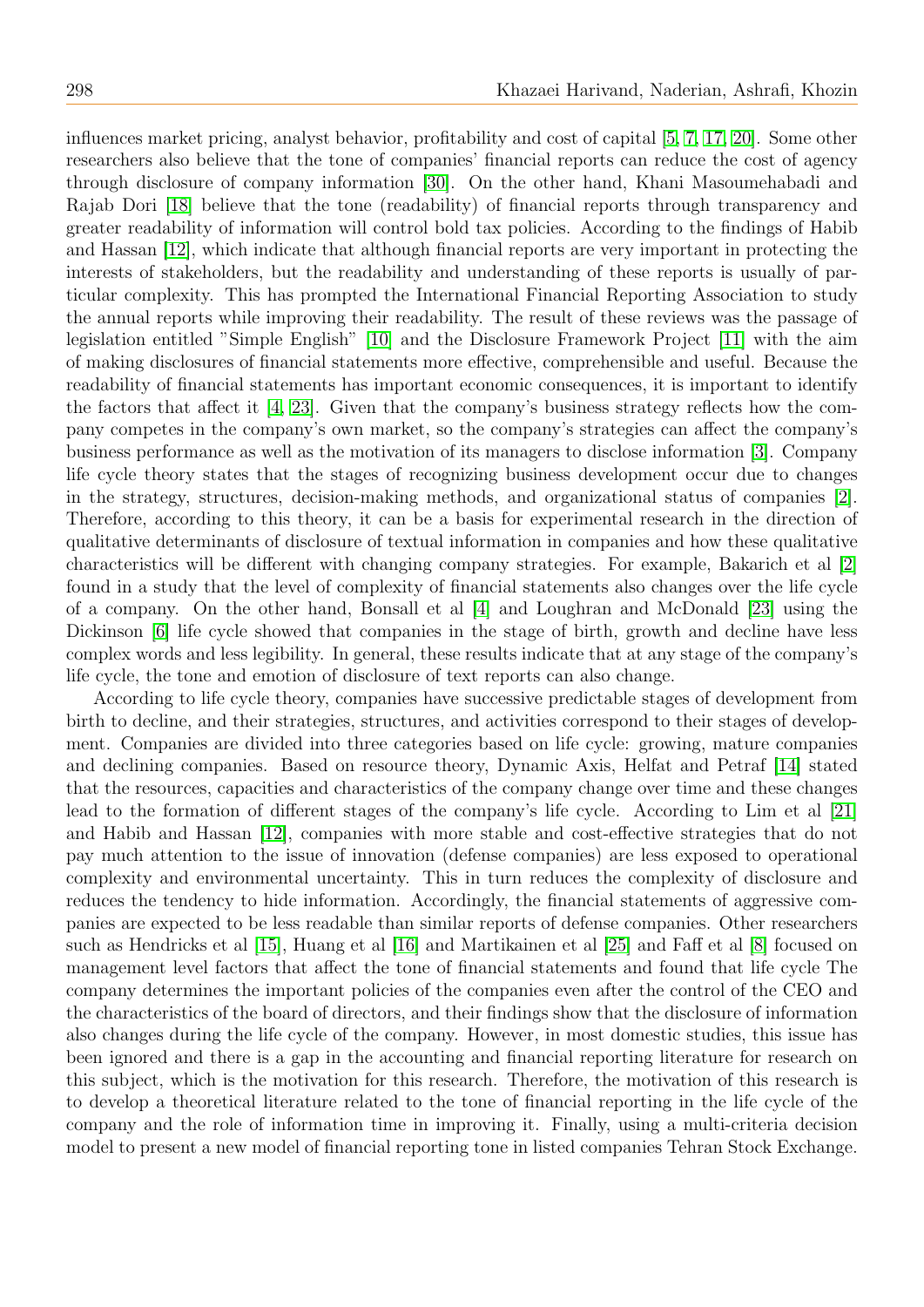influences market pricing, analyst behavior, profitability and cost of capital [5, 7, 17, 20]. Some other researchers also believe that the tone of companies' financial reports can reduce the cost of agency through disclosure of company information [30]. On the other hand, Khani Masoumehabadi and Rajab Dori [18] believe that the tone (readability) of financial reports through transparency and greater readability of information will control bold tax policies. According to the findings of Habib and Hassan [12], which indicate that although financial reports are very important in protecting the interests of stakeholders, but the readability and understanding of these reports is usually of particular complexity. This has prompted the International Financial Reporting Association to study the annual reports while improving their readability. The result of these reviews was the passage of legislation entitled "Simple English" [10] and the Disclosure Framework Project [11] with the aim of making disclosures of financial statements more effective, comprehensible and useful. Because the readability of financial statements has important economic consequences, it is important to identify the factors that affect it [4, 23]. Given that the company's business strategy reflects how the company competes in the company's own market, so the company's strategies can affect the company's business performance as well as the motivation of its managers to disclose information [3]. Company life cycle theory states that the stages of recognizing business development occur due to changes in the strategy, structures, decision-making methods, and organizational status of companies [2]. Therefore, according to this theory, it can be a basis for experimental research in the direction of qualitative determinants of disclosure of textual information in companies and how these qualitative characteristics will be different with changing company strategies. For example, Bakarich et al [2] found in a study that the level of complexity of financial statements also changes over the life cycle of a company. On the other hand, Bonsall et al [4] and Loughran and McDonald [23] using the Dickinson [6] life cycle showed that companies in the stage of birth, growth and decline have less complex words and less legibility. In general, these results indicate that at any stage of the company's life cycle, the tone and emotion of disclosure of text reports can also change.

According to life cycle theory, companies have successive predictable stages of development from birth to decline, and their strategies, structures, and activities correspond to their stages of development. Companies are divided into three categories based on life cycle: growing, mature companies and declining companies. Based on resource theory, Dynamic Axis, Helfat and Petraf [14] stated that the resources, capacities and characteristics of the company change over time and these changes lead to the formation of different stages of the company's life cycle. According to Lim et al [21] and Habib and Hassan [12], companies with more stable and cost-effective strategies that do not pay much attention to the issue of innovation (defense companies) are less exposed to operational complexity and environmental uncertainty. This in turn reduces the complexity of disclosure and reduces the tendency to hide information. Accordingly, the financial statements of aggressive companies are expected to be less readable than similar reports of defense companies. Other researchers such as Hendricks et al [15], Huang et al [16] and Martikainen et al [25] and Faff et al [8] focused on management level factors that affect the tone of financial statements and found that life cycle The company determines the important policies of the companies even after the control of the CEO and the characteristics of the board of directors, and their findings show that the disclosure of information also changes during the life cycle of the company. However, in most domestic studies, this issue has been ignored and there is a gap in the accounting and financial reporting literature for research on this subject, which is the motivation for this research. Therefore, the motivation of this research is to develop a theoretical literature related to the tone of financial reporting in the life cycle of the company and the role of information time in improving it. Finally, using a multi-criteria decision model to present a new model of financial reporting tone in listed companies Tehran Stock Exchange.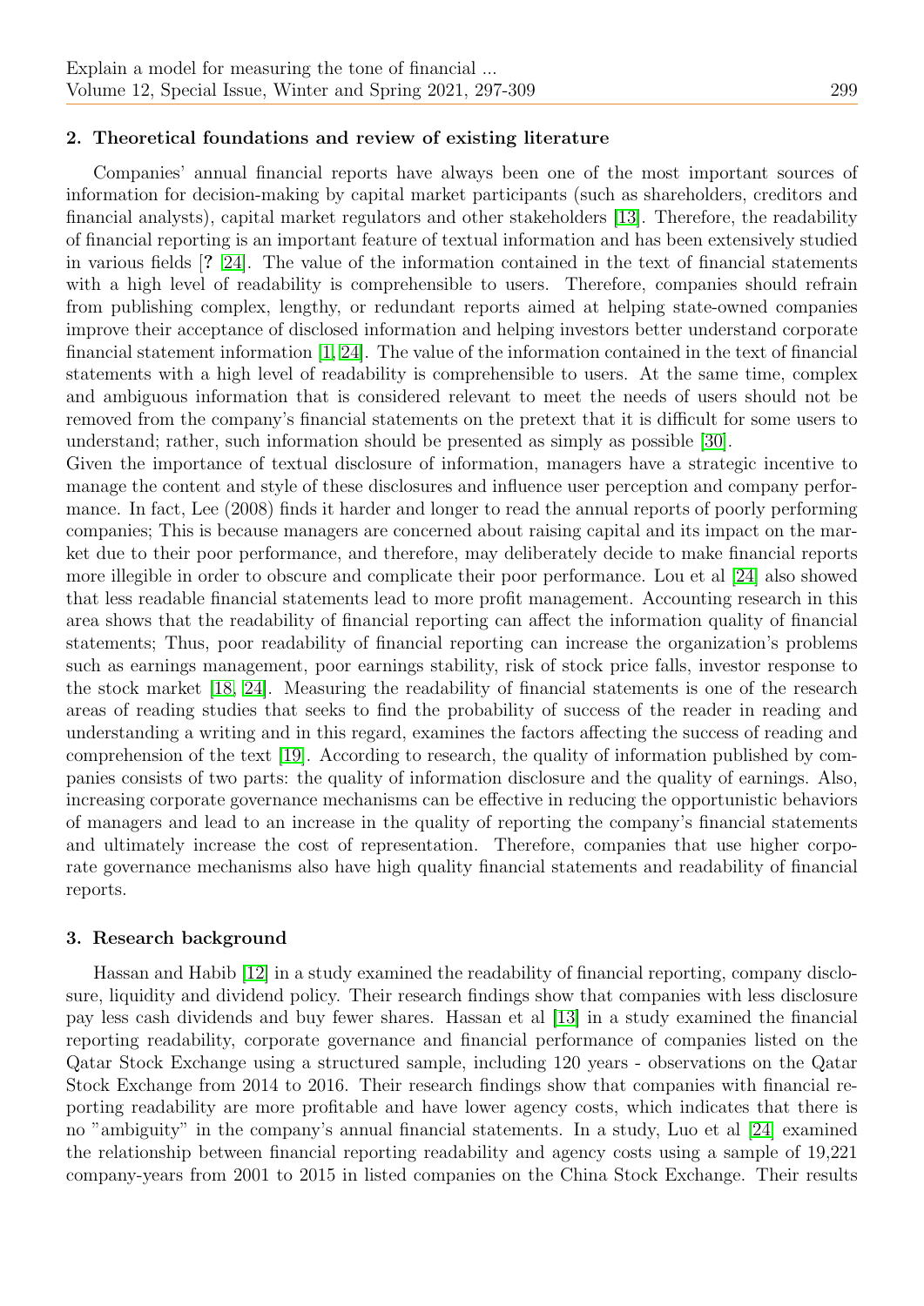## 2. Theoretical foundations and review of existing literature

Companies' annual financial reports have always been one of the most important sources of information for decision-making by capital market participants (such as shareholders, creditors and financial analysts), capital market regulators and other stakeholders [13]. Therefore, the readability of financial reporting is an important feature of textual information and has been extensively studied in various fields [? 24]. The value of the information contained in the text of financial statements with a high level of readability is comprehensible to users. Therefore, companies should refrain from publishing complex, lengthy, or redundant reports aimed at helping state-owned companies improve their acceptance of disclosed information and helping investors better understand corporate financial statement information [1, 24]. The value of the information contained in the text of financial statements with a high level of readability is comprehensible to users. At the same time, complex and ambiguous information that is considered relevant to meet the needs of users should not be removed from the company's financial statements on the pretext that it is difficult for some users to understand; rather, such information should be presented as simply as possible [30].

Given the importance of textual disclosure of information, managers have a strategic incentive to manage the content and style of these disclosures and influence user perception and company performance. In fact, Lee (2008) finds it harder and longer to read the annual reports of poorly performing companies; This is because managers are concerned about raising capital and its impact on the market due to their poor performance, and therefore, may deliberately decide to make financial reports more illegible in order to obscure and complicate their poor performance. Lou et al [24] also showed that less readable financial statements lead to more profit management. Accounting research in this area shows that the readability of financial reporting can affect the information quality of financial statements; Thus, poor readability of financial reporting can increase the organization's problems such as earnings management, poor earnings stability, risk of stock price falls, investor response to the stock market [18, 24]. Measuring the readability of financial statements is one of the research areas of reading studies that seeks to find the probability of success of the reader in reading and understanding a writing and in this regard, examines the factors affecting the success of reading and comprehension of the text [19]. According to research, the quality of information published by companies consists of two parts: the quality of information disclosure and the quality of earnings. Also, increasing corporate governance mechanisms can be effective in reducing the opportunistic behaviors of managers and lead to an increase in the quality of reporting the company's financial statements and ultimately increase the cost of representation. Therefore, companies that use higher corporate governance mechanisms also have high quality financial statements and readability of financial reports.

## 3. Research background

Hassan and Habib [12] in a study examined the readability of financial reporting, company disclosure, liquidity and dividend policy. Their research findings show that companies with less disclosure pay less cash dividends and buy fewer shares. Hassan et al [13] in a study examined the financial reporting readability, corporate governance and financial performance of companies listed on the Qatar Stock Exchange using a structured sample, including 120 years - observations on the Qatar Stock Exchange from 2014 to 2016. Their research findings show that companies with financial reporting readability are more profitable and have lower agency costs, which indicates that there is no "ambiguity" in the company's annual financial statements. In a study, Luo et al [24] examined the relationship between financial reporting readability and agency costs using a sample of 19,221 company-years from 2001 to 2015 in listed companies on the China Stock Exchange. Their results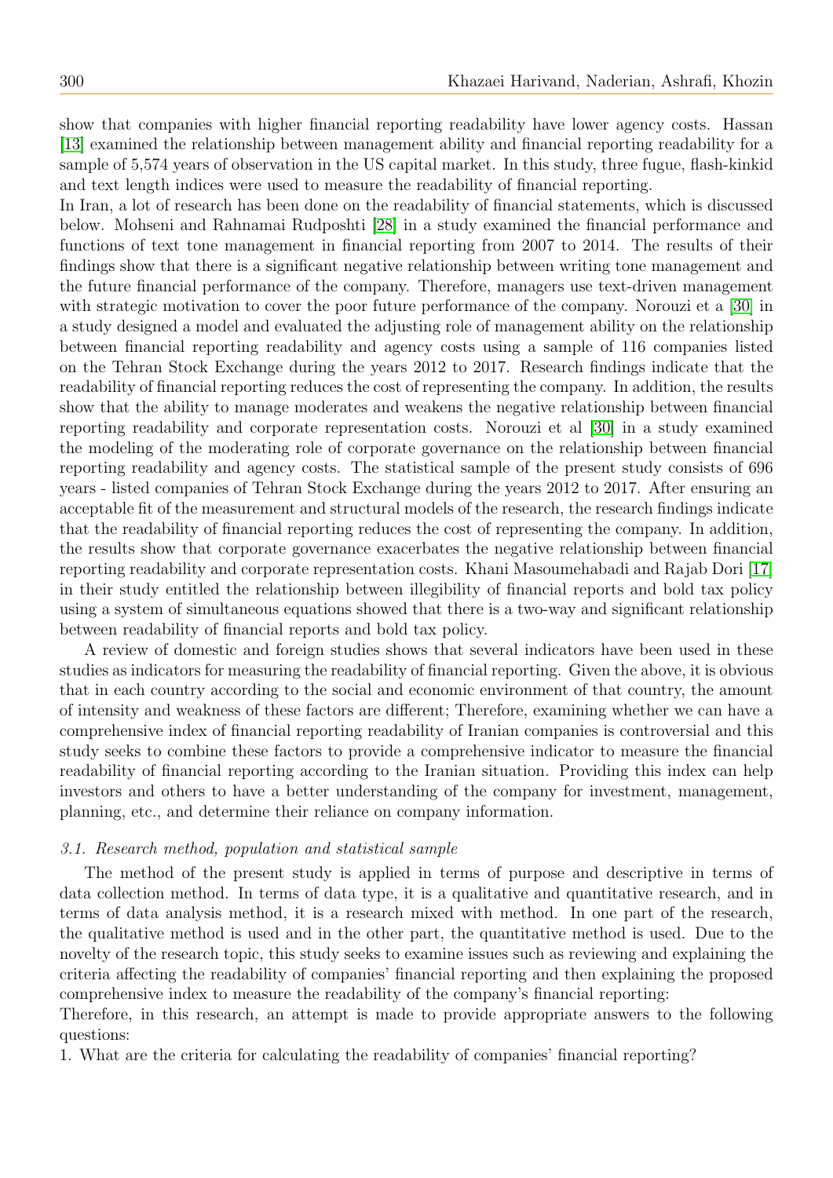show that companies with higher financial reporting readability have lower agency costs. Hassan [13] examined the relationship between management ability and financial reporting readability for a sample of 5,574 years of observation in the US capital market. In this study, three fugue, flash-kinkid and text length indices were used to measure the readability of financial reporting.

In Iran, a lot of research has been done on the readability of financial statements, which is discussed below. Mohseni and Rahnamai Rudposhti [28] in a study examined the financial performance and functions of text tone management in financial reporting from 2007 to 2014. The results of their findings show that there is a significant negative relationship between writing tone management and the future financial performance of the company. Therefore, managers use text-driven management with strategic motivation to cover the poor future performance of the company. Norouzi et a [30] in a study designed a model and evaluated the adjusting role of management ability on the relationship between financial reporting readability and agency costs using a sample of 116 companies listed on the Tehran Stock Exchange during the years 2012 to 2017. Research findings indicate that the readability of financial reporting reduces the cost of representing the company. In addition, the results show that the ability to manage moderates and weakens the negative relationship between financial reporting readability and corporate representation costs. Norouzi et al [30] in a study examined the modeling of the moderating role of corporate governance on the relationship between financial reporting readability and agency costs. The statistical sample of the present study consists of 696 years - listed companies of Tehran Stock Exchange during the years 2012 to 2017. After ensuring an acceptable fit of the measurement and structural models of the research, the research findings indicate that the readability of financial reporting reduces the cost of representing the company. In addition, the results show that corporate governance exacerbates the negative relationship between financial reporting readability and corporate representation costs. Khani Masoumehabadi and Rajab Dori [17] in their study entitled the relationship between illegibility of financial reports and bold tax policy using a system of simultaneous equations showed that there is a two-way and significant relationship between readability of financial reports and bold tax policy.

A review of domestic and foreign studies shows that several indicators have been used in these studies as indicators for measuring the readability of financial reporting. Given the above, it is obvious that in each country according to the social and economic environment of that country, the amount of intensity and weakness of these factors are different; Therefore, examining whether we can have a comprehensive index of financial reporting readability of Iranian companies is controversial and this study seeks to combine these factors to provide a comprehensive indicator to measure the financial readability of financial reporting according to the Iranian situation. Providing this index can help investors and others to have a better understanding of the company for investment, management, planning, etc., and determine their reliance on company information.

### *3.1. Research method, population and statistical sample*

The method of the present study is applied in terms of purpose and descriptive in terms of data collection method. In terms of data type, it is a qualitative and quantitative research, and in terms of data analysis method, it is a research mixed with method. In one part of the research, the qualitative method is used and in the other part, the quantitative method is used. Due to the novelty of the research topic, this study seeks to examine issues such as reviewing and explaining the criteria affecting the readability of companies' financial reporting and then explaining the proposed comprehensive index to measure the readability of the company's financial reporting:

Therefore, in this research, an attempt is made to provide appropriate answers to the following questions:

1. What are the criteria for calculating the readability of companies' financial reporting?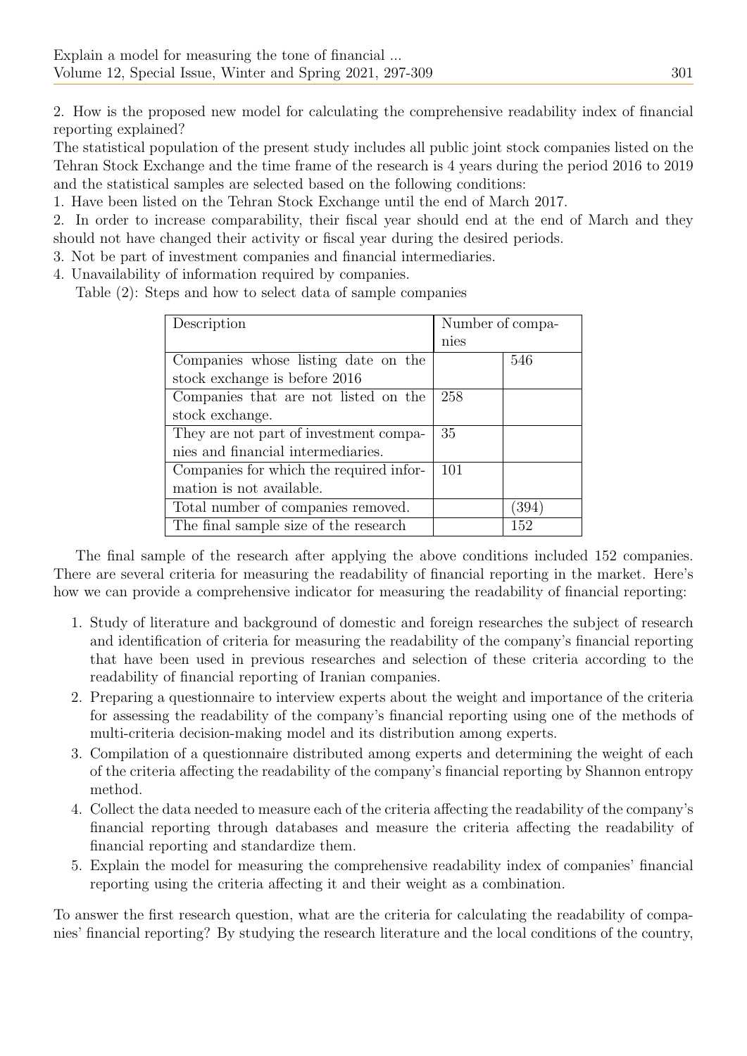2. How is the proposed new model for calculating the comprehensive readability index of financial reporting explained?

The statistical population of the present study includes all public joint stock companies listed on the Tehran Stock Exchange and the time frame of the research is 4 years during the period 2016 to 2019 and the statistical samples are selected based on the following conditions:

1. Have been listed on the Tehran Stock Exchange until the end of March 2017.
2. In order to increase comparability, their fiscal year should end at the end of March and they should not have changed their activity or fiscal year during the desired periods.
3. Not be part of investment companies and financial intermediaries.
4. Unavailability of information required by companies.

Table (2): Steps and how to select data of sample companies

| Description | Number of companies | |
|---|---|---|
| Companies whose listing date on the stock exchange is before 2016 | | 546 |
| Companies that are not listed on the stock exchange. | 258 | |
| They are not part of investment companies and financial intermediaries. | 35 | |
| Companies for which the required information is not available. | 101 | |
| Total number of companies removed. | | (394) |
| The final sample size of the research | | 152 |

The final sample of the research after applying the above conditions included 152 companies. There are several criteria for measuring the readability of financial reporting in the market. Here's how we can provide a comprehensive indicator for measuring the readability of financial reporting:

1. Study of literature and background of domestic and foreign researches the subject of research and identification of criteria for measuring the readability of the company's financial reporting that have been used in previous researches and selection of these criteria according to the readability of financial reporting of Iranian companies.
2. Preparing a questionnaire to interview experts about the weight and importance of the criteria for assessing the readability of the company's financial reporting using one of the methods of multi-criteria decision-making model and its distribution among experts.
3. Compilation of a questionnaire distributed among experts and determining the weight of each of the criteria affecting the readability of the company's financial reporting by Shannon entropy method.
4. Collect the data needed to measure each of the criteria affecting the readability of the company's financial reporting through databases and measure the criteria affecting the readability of financial reporting and standardize them.
5. Explain the model for measuring the comprehensive readability index of companies' financial reporting using the criteria affecting it and their weight as a combination.

To answer the first research question, what are the criteria for calculating the readability of companies' financial reporting? By studying the research literature and the local conditions of the country,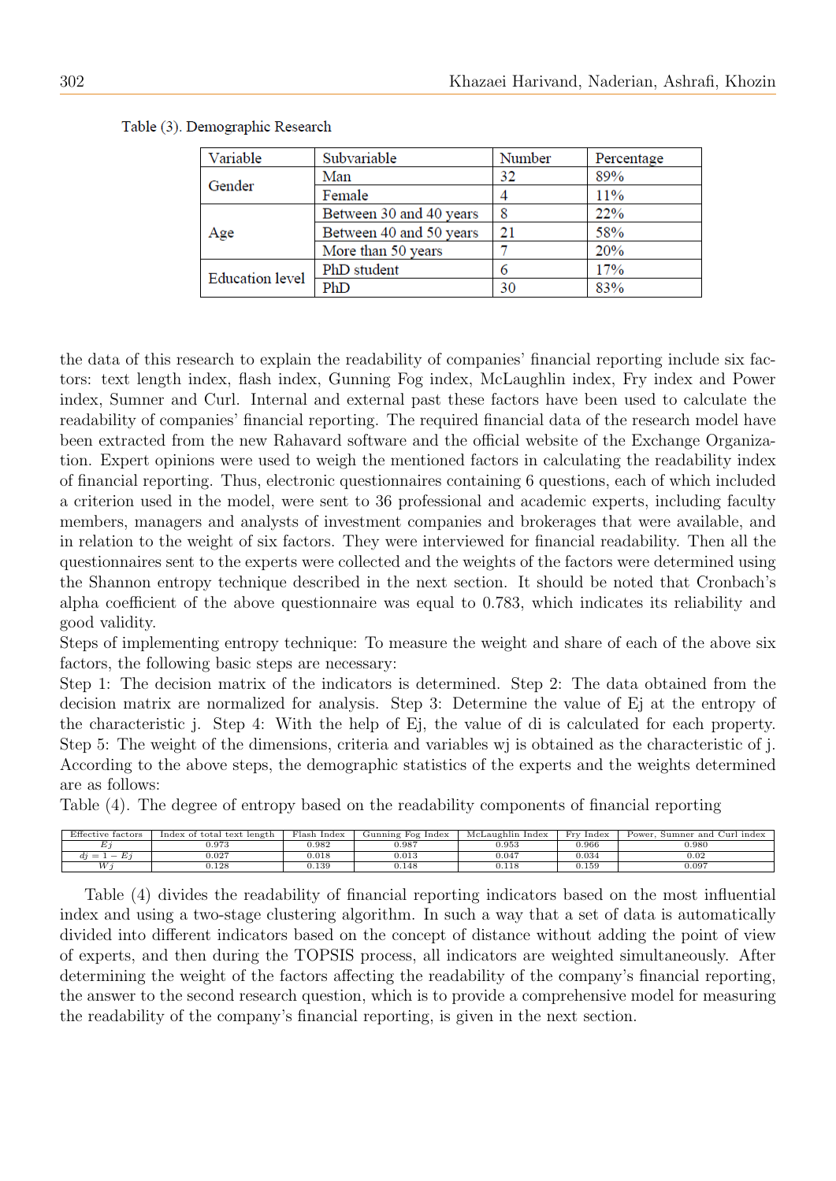Table (3). Demographic Research

| Variable | Subvariable | Number | Percentage |
|---|---|---|---|
| Gender | Man | 32 | 89% |
| | Female | 4 | 11% |
| Age | Between 30 and 40 years | 8 | 22% |
| | Between 40 and 50 years | 21 | 58% |
| | More than 50 years | 7 | 20% |
| Education level | PhD student | 6 | 17% |
| | PhD | 30 | 83% |

the data of this research to explain the readability of companies' financial reporting include six factors: text length index, flash index, Gunning Fog index, McLaughlin index, Fry index and Power index, Sumner and Curl. Internal and external past these factors have been used to calculate the readability of companies' financial reporting. The required financial data of the research model have been extracted from the new Rahavard software and the official website of the Exchange Organization. Expert opinions were used to weigh the mentioned factors in calculating the readability index of financial reporting. Thus, electronic questionnaires containing 6 questions, each of which included a criterion used in the model, were sent to 36 professional and academic experts, including faculty members, managers and analysts of investment companies and brokerages that were available, and in relation to the weight of six factors. They were interviewed for financial readability. Then all the questionnaires sent to the experts were collected and the weights of the factors were determined using the Shannon entropy technique described in the next section. It should be noted that Cronbach's alpha coefficient of the above questionnaire was equal to 0.783, which indicates its reliability and good validity.

Steps of implementing entropy technique: To measure the weight and share of each of the above six factors, the following basic steps are necessary:

Step 1: The decision matrix of the indicators is determined. Step 2: The data obtained from the decision matrix are normalized for analysis. Step 3: Determine the value of Ej at the entropy of the characteristic j. Step 4: With the help of Ej, the value of di is calculated for each property. Step 5: The weight of the dimensions, criteria and variables wj is obtained as the characteristic of j. According to the above steps, the demographic statistics of the experts and the weights determined are as follows:

Table (4). The degree of entropy based on the readability components of financial reporting

| Effective factors | Index of total text length | Flash Index | Gunning Fog Index | McLaughlin Index | Fry Index | Power, Sumner and Curl index |
|---|---|---|---|---|---|---|
| $Ej$ | 0.973 | 0.982 | 0.987 | 0.953 | 0.966 | 0.980 |
| $dj = 1 - Ej$ | 0.027 | 0.018 | 0.013 | 0.047 | 0.034 | 0.02 |
| $Wj$ | 0.128 | 0.139 | 0.148 | 0.118 | 0.159 | 0.097 |

Table (4) divides the readability of financial reporting indicators based on the most influential index and using a two-stage clustering algorithm. In such a way that a set of data is automatically divided into different indicators based on the concept of distance without adding the point of view of experts, and then during the TOPSIS process, all indicators are weighted simultaneously. After determining the weight of the factors affecting the readability of the company's financial reporting, the answer to the second research question, which is to provide a comprehensive model for measuring the readability of the company's financial reporting, is given in the next section.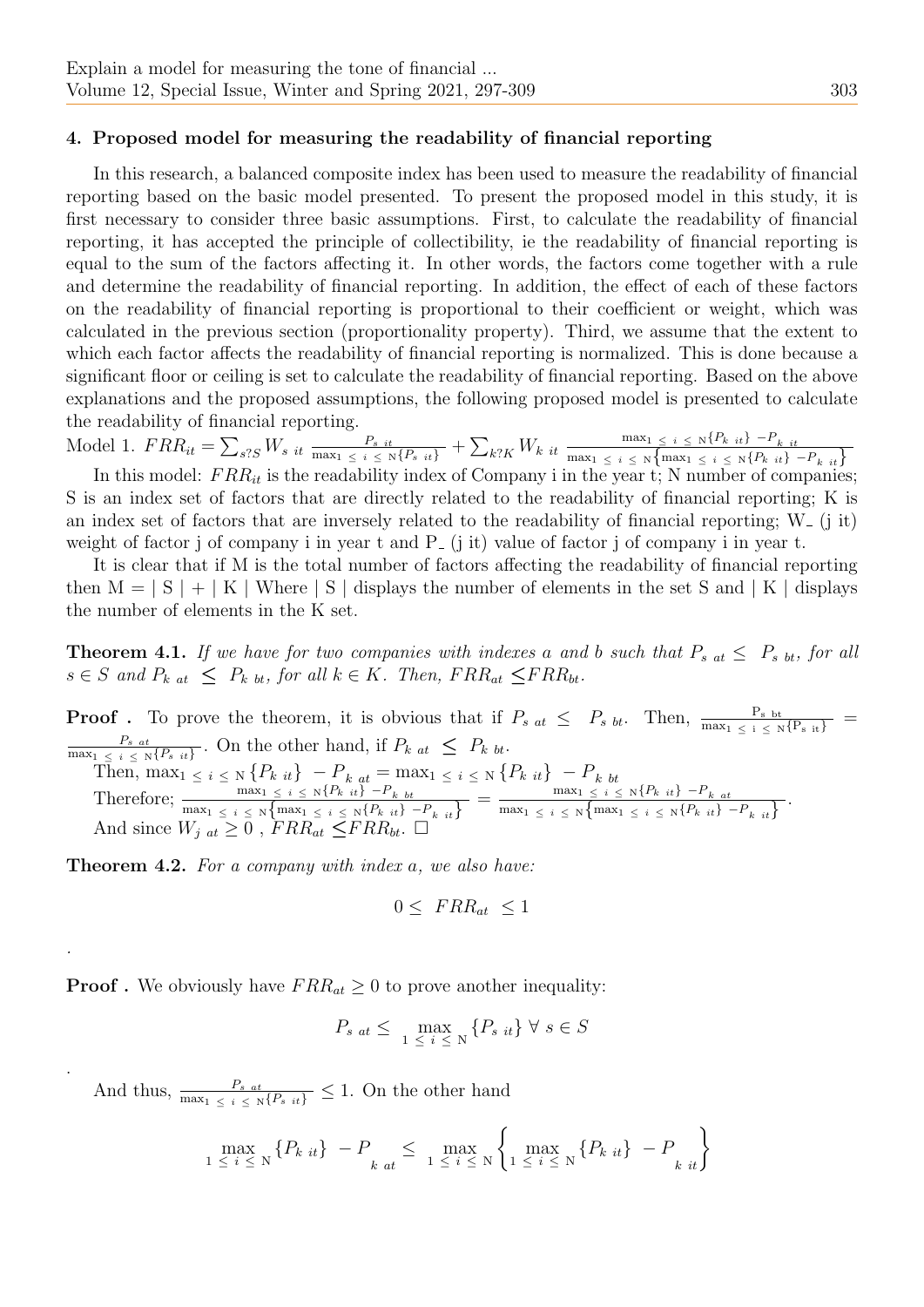### 4. Proposed model for measuring the readability of financial reporting

In this research, a balanced composite index has been used to measure the readability of financial reporting based on the basic model presented. To present the proposed model in this study, it is first necessary to consider three basic assumptions. First, to calculate the readability of financial reporting, it has accepted the principle of collectibility, ie the readability of financial reporting is equal to the sum of the factors affecting it. In other words, the factors come together with a rule and determine the readability of financial reporting. In addition, the effect of each of these factors on the readability of financial reporting is proportional to their coefficient or weight, which was calculated in the previous section (proportionality property). Third, we assume that the extent to which each factor affects the readability of financial reporting is normalized. This is done because a significant floor or ceiling is set to calculate the readability of financial reporting. Based on the above explanations and the proposed assumptions, the following proposed model is presented to calculate the readability of financial reporting.

Model 1. $FRR_{it} = \sum_{s?S} W_{s\ it} \frac{P_{s\ it}}{\max_{1\ \leq\ i\ \leq\ N}\{P_{s\ it}\}} + \sum_{k?K} W_{k\ it} \frac{\max_{1\ \leq\ i\ \leq\ N}\{P_{k\ it}\} - P_{k\ it}}{\max_{1\ \leq\ i\ \leq\ N}\left\{\max_{1\ \leq\ i\ \leq\ N}\{P_{k\ it}\} - P_{k\ it}\right\}}$

In this model: $FRR_{it}$ is the readability index of Company i in the year t; N number of companies; S is an index set of factors that are directly related to the readability of financial reporting; K is an index set of factors that are inversely related to the readability of financial reporting; W_ (j it) weight of factor j of company i in year t and P_ (j it) value of factor j of company i in year t.

It is clear that if M is the total number of factors affecting the readability of financial reporting then $M = | S | + | K |$ Where $| S |$ displays the number of elements in the set S and $| K |$ displays the number of elements in the K set.

**Theorem 4.1.** *If we have for two companies with indexes a and b such that $P_{s\ at} \leq\ P_{s\ bt}$, for all $s \in S$ and $P_{k\ at}\ \leq\ P_{k\ bt}$, for all $k \in K$. Then, $FRR_{at} \leq FRR_{bt}$.*

**Proof .** To prove the theorem, it is obvious that if $P_{s\ at} \leq\ P_{s\ bt}$. Then, $\frac{P_{s\ bt}}{\max_{1\ \leq\ i\ \leq\ N}\{P_{s\ it}\}} = \frac{P_{s\ at}}{\max_{1\ \leq\ i\ \leq\ N}\{P_{s\ it}\}}$. On the other hand, if $P_{k\ at}\ \leq\ P_{k\ bt}$.

Then, $\max_{1\ \leq\ i\ \leq\ N}\{P_{k\ it}\}\ - P_{k\ at} = \max_{1\ \leq\ i\ \leq\ N}\{P_{k\ it}\}\ - P_{k\ bt}$

Therefore; $\frac{\max_{1\ \leq\ i\ \leq\ N}\{P_{k\ it}\} - P_{k\ bt}}{\max_{1\ \leq\ i\ \leq\ N}\left\{\max_{1\ \leq\ i\ \leq\ N}\{P_{k\ it}\} - P_{k\ it}\right\}} = \frac{\max_{1\ \leq\ i\ \leq\ N}\{P_{k\ it}\} - P_{k\ at}}{\max_{1\ \leq\ i\ \leq\ N}\left\{\max_{1\ \leq\ i\ \leq\ N}\{P_{k\ it}\} - P_{k\ it}\right\}}$.

And since $W_{j\ at} \geq 0$ , $FRR_{at} \leq FRR_{bt}$. $\square$

**Theorem 4.2.** *For a company with index a, we also have:*

$$0 \leq\ FRR_{at}\ \leq 1$$

.

**Proof .** We obviously have $FRR_{at} \geq 0$ to prove another inequality:

$$P_{s\ at} \leq\ \max_{1\ \leq\ i\ \leq\ N}\{P_{s\ it}\}\ \forall\ s \in S$$

.

And thus, $\frac{P_{s\ at}}{\max_{1\ \leq\ i\ \leq\ N}\{P_{s\ it}\}} \leq 1$. On the other hand

$$\max_{1\ \leq\ i\ \leq\ N}\{P_{k\ it}\}\ - P_{k\ at} \leq\ \max_{1\ \leq\ i\ \leq\ N}\left\{\max_{1\ \leq\ i\ \leq\ N}\{P_{k\ it}\}\ - P_{k\ it}\right\}$$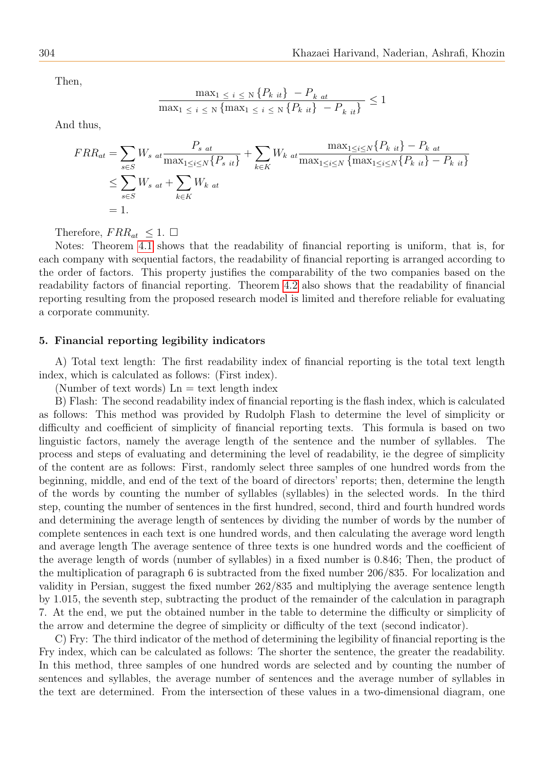Then,

$$\frac{\max_{1 \le i \le N}\{P_{k\ it}\} - P_{k\ at}}{\max_{1 \le i \le N}\{\max_{1 \le i \le N}\{P_{k\ it}\} - P_{k\ it}\}} \le 1$$

And thus,

$$\begin{aligned} FRR_{at} &= \sum_{s\in S} W_{s\ at}\frac{P_{s\ at}}{\max_{1\le i\le N}\{P_{s\ it}\}} + \sum_{k\in K} W_{k\ at}\frac{\max_{1\le i\le N}\{P_{k\ it}\} - P_{k\ at}}{\max_{1\le i\le N}\{\max_{1\le i\le N}\{P_{k\ it}\} - P_{k\ it}\}} \\ &\le \sum_{s\in S} W_{s\ at} + \sum_{k\in K} W_{k\ at} \\ &= 1. \end{aligned}$$

Therefore, $FRR_{at} \le 1$. □

Notes: Theorem 4.1 shows that the readability of financial reporting is uniform, that is, for each company with sequential factors, the readability of financial reporting is arranged according to the order of factors. This property justifies the comparability of the two companies based on the readability factors of financial reporting. Theorem 4.2 also shows that the readability of financial reporting resulting from the proposed research model is limited and therefore reliable for evaluating a corporate community.

## 5. Financial reporting legibility indicators

A) Total text length: The first readability index of financial reporting is the total text length index, which is calculated as follows: (First index).

(Number of text words) Ln = text length index

B) Flash: The second readability index of financial reporting is the flash index, which is calculated as follows: This method was provided by Rudolph Flash to determine the level of simplicity or difficulty and coefficient of simplicity of financial reporting texts. This formula is based on two linguistic factors, namely the average length of the sentence and the number of syllables. The process and steps of evaluating and determining the level of readability, ie the degree of simplicity of the content are as follows: First, randomly select three samples of one hundred words from the beginning, middle, and end of the text of the board of directors' reports; then, determine the length of the words by counting the number of syllables (syllables) in the selected words. In the third step, counting the number of sentences in the first hundred, second, third and fourth hundred words and determining the average length of sentences by dividing the number of words by the number of complete sentences in each text is one hundred words, and then calculating the average word length and average length The average sentence of three texts is one hundred words and the coefficient of the average length of words (number of syllables) in a fixed number is 0.846; Then, the product of the multiplication of paragraph 6 is subtracted from the fixed number 206/835. For localization and validity in Persian, suggest the fixed number 262/835 and multiplying the average sentence length by 1.015, the seventh step, subtracting the product of the remainder of the calculation in paragraph 7. At the end, we put the obtained number in the table to determine the difficulty or simplicity of the arrow and determine the degree of simplicity or difficulty of the text (second indicator).

C) Fry: The third indicator of the method of determining the legibility of financial reporting is the Fry index, which can be calculated as follows: The shorter the sentence, the greater the readability. In this method, three samples of one hundred words are selected and by counting the number of sentences and syllables, the average number of sentences and the average number of syllables in the text are determined. From the intersection of these values in a two-dimensional diagram, one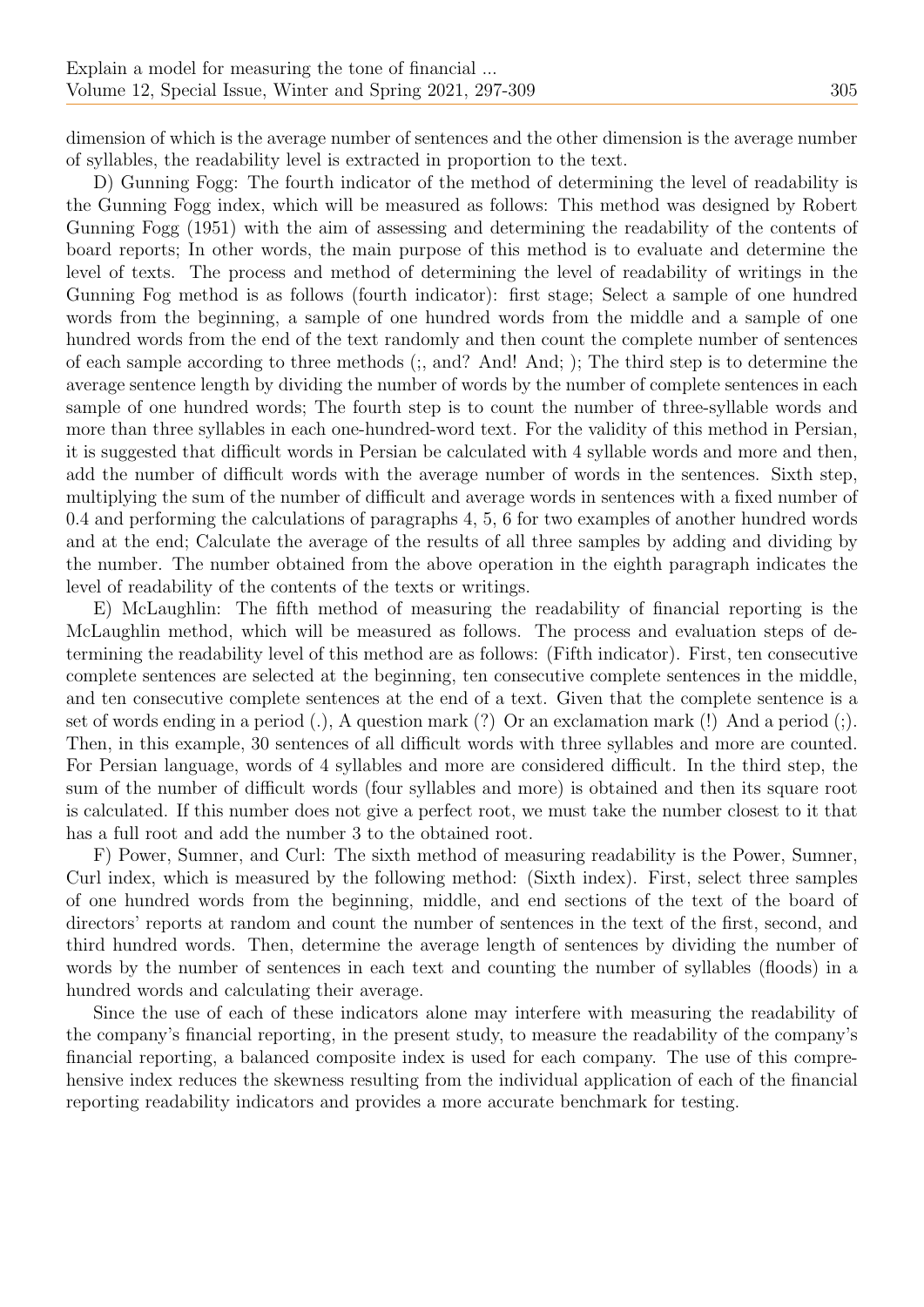dimension of which is the average number of sentences and the other dimension is the average number of syllables, the readability level is extracted in proportion to the text.

D) Gunning Fogg: The fourth indicator of the method of determining the level of readability is the Gunning Fogg index, which will be measured as follows: This method was designed by Robert Gunning Fogg (1951) with the aim of assessing and determining the readability of the contents of board reports; In other words, the main purpose of this method is to evaluate and determine the level of texts. The process and method of determining the level of readability of writings in the Gunning Fog method is as follows (fourth indicator): first stage; Select a sample of one hundred words from the beginning, a sample of one hundred words from the middle and a sample of one hundred words from the end of the text randomly and then count the complete number of sentences of each sample according to three methods (;, and? And! And; ); The third step is to determine the average sentence length by dividing the number of words by the number of complete sentences in each sample of one hundred words; The fourth step is to count the number of three-syllable words and more than three syllables in each one-hundred-word text. For the validity of this method in Persian, it is suggested that difficult words in Persian be calculated with 4 syllable words and more and then, add the number of difficult words with the average number of words in the sentences. Sixth step, multiplying the sum of the number of difficult and average words in sentences with a fixed number of 0.4 and performing the calculations of paragraphs 4, 5, 6 for two examples of another hundred words and at the end; Calculate the average of the results of all three samples by adding and dividing by the number. The number obtained from the above operation in the eighth paragraph indicates the level of readability of the contents of the texts or writings.

E) McLaughlin: The fifth method of measuring the readability of financial reporting is the McLaughlin method, which will be measured as follows. The process and evaluation steps of determining the readability level of this method are as follows: (Fifth indicator). First, ten consecutive complete sentences are selected at the beginning, ten consecutive complete sentences in the middle, and ten consecutive complete sentences at the end of a text. Given that the complete sentence is a set of words ending in a period (.), A question mark (?) Or an exclamation mark (!) And a period (;). Then, in this example, 30 sentences of all difficult words with three syllables and more are counted. For Persian language, words of 4 syllables and more are considered difficult. In the third step, the sum of the number of difficult words (four syllables and more) is obtained and then its square root is calculated. If this number does not give a perfect root, we must take the number closest to it that has a full root and add the number 3 to the obtained root.

F) Power, Sumner, and Curl: The sixth method of measuring readability is the Power, Sumner, Curl index, which is measured by the following method: (Sixth index). First, select three samples of one hundred words from the beginning, middle, and end sections of the text of the board of directors' reports at random and count the number of sentences in the text of the first, second, and third hundred words. Then, determine the average length of sentences by dividing the number of words by the number of sentences in each text and counting the number of syllables (floods) in a hundred words and calculating their average.

Since the use of each of these indicators alone may interfere with measuring the readability of the company's financial reporting, in the present study, to measure the readability of the company's financial reporting, a balanced composite index is used for each company. The use of this comprehensive index reduces the skewness resulting from the individual application of each of the financial reporting readability indicators and provides a more accurate benchmark for testing.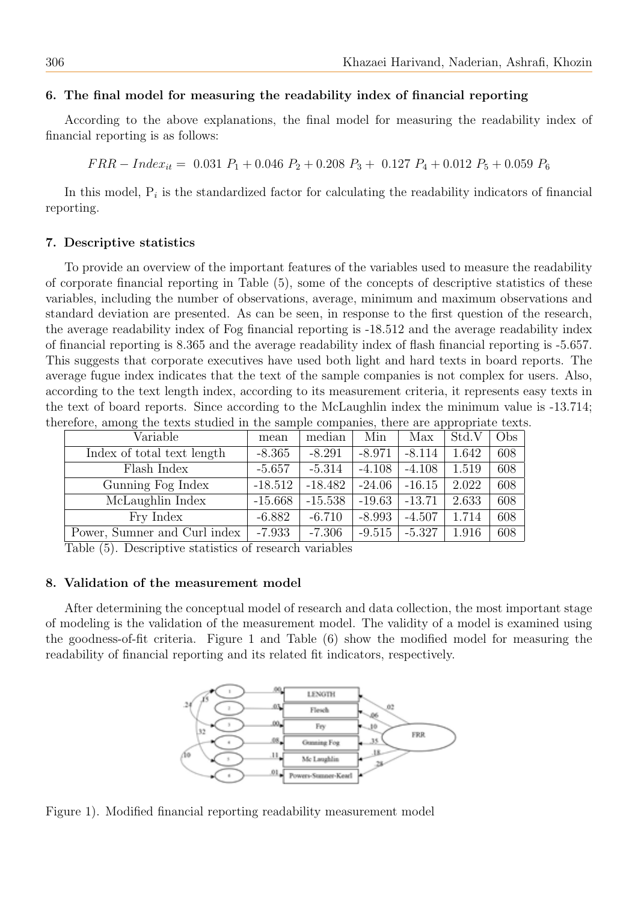## 6. The final model for measuring the readability index of financial reporting

According to the above explanations, the final model for measuring the readability index of financial reporting is as follows:

$$FRR - Index_{it} = 0.031\ P_1 + 0.046\ P_2 + 0.208\ P_3 + 0.127\ P_4 + 0.012\ P_5 + 0.059\ P_6$$

In this model, $P_i$ is the standardized factor for calculating the readability indicators of financial reporting.

## 7. Descriptive statistics

To provide an overview of the important features of the variables used to measure the readability of corporate financial reporting in Table (5), some of the concepts of descriptive statistics of these variables, including the number of observations, average, minimum and maximum observations and standard deviation are presented. As can be seen, in response to the first question of the research, the average readability index of Fog financial reporting is -18.512 and the average readability index of financial reporting is 8.365 and the average readability index of flash financial reporting is -5.657. This suggests that corporate executives have used both light and hard texts in board reports. The average fugue index indicates that the text of the sample companies is not complex for users. Also, according to the text length index, according to its measurement criteria, it represents easy texts in the text of board reports. Since according to the McLaughlin index the minimum value is -13.714; therefore, among the texts studied in the sample companies, there are appropriate texts.

| Variable | mean | median | Min | Max | Std.V | Obs |
|---|---|---|---|---|---|---|
| Index of total text length | -8.365 | -8.291 | -8.971 | -8.114 | 1.642 | 608 |
| Flash Index | -5.657 | -5.314 | -4.108 | -4.108 | 1.519 | 608 |
| Gunning Fog Index | -18.512 | -18.482 | -24.06 | -16.15 | 2.022 | 608 |
| McLaughlin Index | -15.668 | -15.538 | -19.63 | -13.71 | 2.633 | 608 |
| Fry Index | -6.882 | -6.710 | -8.993 | -4.507 | 1.714 | 608 |
| Power, Sumner and Curl index | -7.933 | -7.306 | -9.515 | -5.327 | 1.916 | 608 |

Table (5). Descriptive statistics of research variables

## 8. Validation of the measurement model

After determining the conceptual model of research and data collection, the most important stage of modeling is the validation of the measurement model. The validity of a model is examined using the goodness-of-fit criteria. Figure 1 and Table (6) show the modified model for measuring the readability of financial reporting and its related fit indicators, respectively.

Figure 1). Modified financial reporting readability measurement model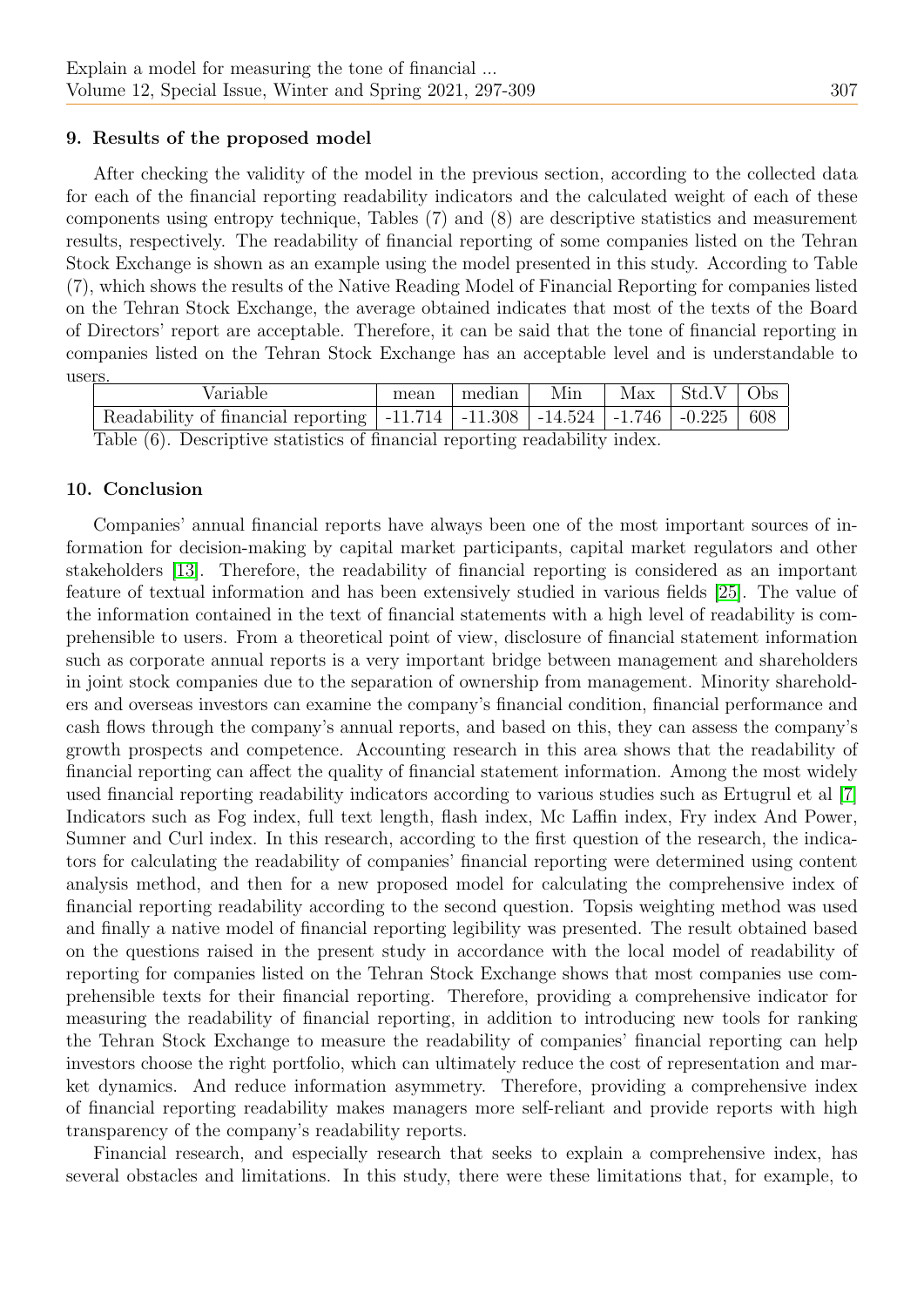## 9. Results of the proposed model

After checking the validity of the model in the previous section, according to the collected data for each of the financial reporting readability indicators and the calculated weight of each of these components using entropy technique, Tables (7) and (8) are descriptive statistics and measurement results, respectively. The readability of financial reporting of some companies listed on the Tehran Stock Exchange is shown as an example using the model presented in this study. According to Table (7), which shows the results of the Native Reading Model of Financial Reporting for companies listed on the Tehran Stock Exchange, the average obtained indicates that most of the texts of the Board of Directors' report are acceptable. Therefore, it can be said that the tone of financial reporting in companies listed on the Tehran Stock Exchange has an acceptable level and is understandable to users.

| Variable | mean | median | Min | Max | Std.V | Obs |
|---|---|---|---|---|---|---|
| Readability of financial reporting | -11.714 | -11.308 | -14.524 | -1.746 | -0.225 | 608 |

Table (6). Descriptive statistics of financial reporting readability index.

## 10. Conclusion

Companies' annual financial reports have always been one of the most important sources of information for decision-making by capital market participants, capital market regulators and other stakeholders [13]. Therefore, the readability of financial reporting is considered as an important feature of textual information and has been extensively studied in various fields [25]. The value of the information contained in the text of financial statements with a high level of readability is comprehensible to users. From a theoretical point of view, disclosure of financial statement information such as corporate annual reports is a very important bridge between management and shareholders in joint stock companies due to the separation of ownership from management. Minority shareholders and overseas investors can examine the company's financial condition, financial performance and cash flows through the company's annual reports, and based on this, they can assess the company's growth prospects and competence. Accounting research in this area shows that the readability of financial reporting can affect the quality of financial statement information. Among the most widely used financial reporting readability indicators according to various studies such as Ertugrul et al [7] Indicators such as Fog index, full text length, flash index, Mc Laffin index, Fry index And Power, Sumner and Curl index. In this research, according to the first question of the research, the indicators for calculating the readability of companies' financial reporting were determined using content analysis method, and then for a new proposed model for calculating the comprehensive index of financial reporting readability according to the second question. Topsis weighting method was used and finally a native model of financial reporting legibility was presented. The result obtained based on the questions raised in the present study in accordance with the local model of readability of reporting for companies listed on the Tehran Stock Exchange shows that most companies use comprehensible texts for their financial reporting. Therefore, providing a comprehensive indicator for measuring the readability of financial reporting, in addition to introducing new tools for ranking the Tehran Stock Exchange to measure the readability of companies' financial reporting can help investors choose the right portfolio, which can ultimately reduce the cost of representation and market dynamics. And reduce information asymmetry. Therefore, providing a comprehensive index of financial reporting readability makes managers more self-reliant and provide reports with high transparency of the company's readability reports.

Financial research, and especially research that seeks to explain a comprehensive index, has several obstacles and limitations. In this study, there were these limitations that, for example, to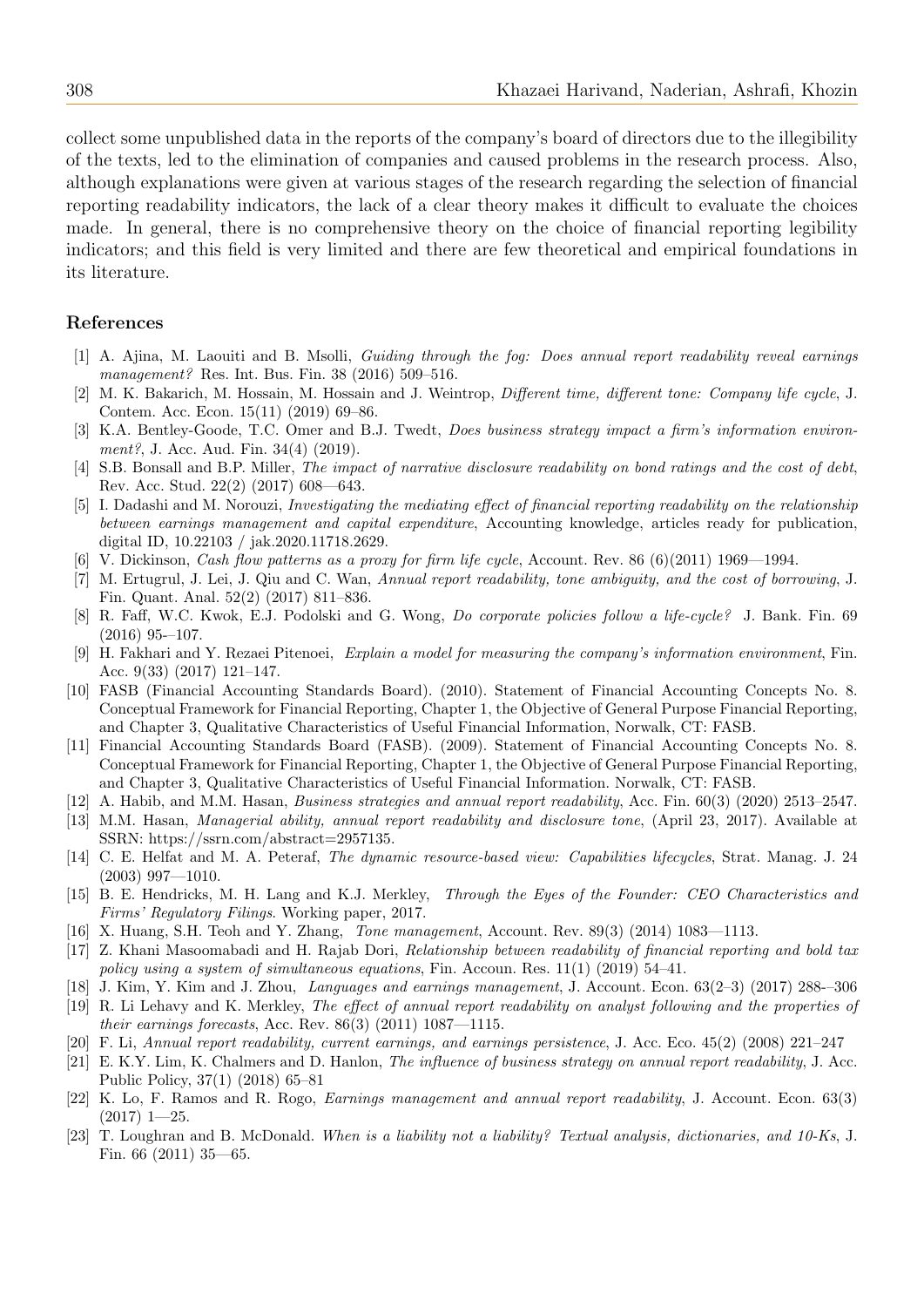collect some unpublished data in the reports of the company's board of directors due to the illegibility of the texts, led to the elimination of companies and caused problems in the research process. Also, although explanations were given at various stages of the research regarding the selection of financial reporting readability indicators, the lack of a clear theory makes it difficult to evaluate the choices made. In general, there is no comprehensive theory on the choice of financial reporting legibility indicators; and this field is very limited and there are few theoretical and empirical foundations in its literature.

## References

[1] A. Ajina, M. Laouiti and B. Msolli, *Guiding through the fog: Does annual report readability reveal earnings management?* Res. Int. Bus. Fin. 38 (2016) 509–516.

[2] M. K. Bakarich, M. Hossain, M. Hossain and J. Weintrop, *Different time, different tone: Company life cycle*, J. Contem. Acc. Econ. 15(11) (2019) 69–86.

[3] K.A. Bentley-Goode, T.C. Omer and B.J. Twedt, *Does business strategy impact a firm's information environment?*, J. Acc. Aud. Fin. 34(4) (2019).

[4] S.B. Bonsall and B.P. Miller, *The impact of narrative disclosure readability on bond ratings and the cost of debt*, Rev. Acc. Stud. 22(2) (2017) 608—643.

[5] I. Dadashi and M. Norouzi, *Investigating the mediating effect of financial reporting readability on the relationship between earnings management and capital expenditure*, Accounting knowledge, articles ready for publication, digital ID, 10.22103 / jak.2020.11718.2629.

[6] V. Dickinson, *Cash flow patterns as a proxy for firm life cycle*, Account. Rev. 86 (6)(2011) 1969—1994.

[7] M. Ertugrul, J. Lei, J. Qiu and C. Wan, *Annual report readability, tone ambiguity, and the cost of borrowing*, J. Fin. Quant. Anal. 52(2) (2017) 811–836.

[8] R. Faff, W.C. Kwok, E.J. Podolski and G. Wong, *Do corporate policies follow a life-cycle?* J. Bank. Fin. 69 (2016) 95-–107.

[9] H. Fakhari and Y. Rezaei Pitenoei, *Explain a model for measuring the company's information environment*, Fin. Acc. 9(33) (2017) 121–147.

[10] FASB (Financial Accounting Standards Board). (2010). Statement of Financial Accounting Concepts No. 8. Conceptual Framework for Financial Reporting, Chapter 1, the Objective of General Purpose Financial Reporting, and Chapter 3, Qualitative Characteristics of Useful Financial Information, Norwalk, CT: FASB.

[11] Financial Accounting Standards Board (FASB). (2009). Statement of Financial Accounting Concepts No. 8. Conceptual Framework for Financial Reporting, Chapter 1, the Objective of General Purpose Financial Reporting, and Chapter 3, Qualitative Characteristics of Useful Financial Information. Norwalk, CT: FASB.

[12] A. Habib, and M.M. Hasan, *Business strategies and annual report readability*, Acc. Fin. 60(3) (2020) 2513–2547.

[13] M.M. Hasan, *Managerial ability, annual report readability and disclosure tone*, (April 23, 2017). Available at SSRN: https://ssrn.com/abstract=2957135.

[14] C. E. Helfat and M. A. Peteraf, *The dynamic resource-based view: Capabilities lifecycles*, Strat. Manag. J. 24 (2003) 997—1010.

[15] B. E. Hendricks, M. H. Lang and K.J. Merkley, *Through the Eyes of the Founder: CEO Characteristics and Firms' Regulatory Filings*. Working paper, 2017.

[16] X. Huang, S.H. Teoh and Y. Zhang, *Tone management*, Account. Rev. 89(3) (2014) 1083—1113.

[17] Z. Khani Masoomabadi and H. Rajab Dori, *Relationship between readability of financial reporting and bold tax policy using a system of simultaneous equations*, Fin. Accoun. Res. 11(1) (2019) 54–41.

[18] J. Kim, Y. Kim and J. Zhou, *Languages and earnings management*, J. Account. Econ. 63(2–3) (2017) 288-–306

[19] R. Li Lehavy and K. Merkley, *The effect of annual report readability on analyst following and the properties of their earnings forecasts*, Acc. Rev. 86(3) (2011) 1087—1115.

[20] F. Li, *Annual report readability, current earnings, and earnings persistence*, J. Acc. Eco. 45(2) (2008) 221–247

[21] E. K.Y. Lim, K. Chalmers and D. Hanlon, *The influence of business strategy on annual report readability*, J. Acc. Public Policy, 37(1) (2018) 65–81

[22] K. Lo, F. Ramos and R. Rogo, *Earnings management and annual report readability*, J. Account. Econ. 63(3) (2017) 1—25.

[23] T. Loughran and B. McDonald. *When is a liability not a liability? Textual analysis, dictionaries, and 10-Ks*, J. Fin. 66 (2011) 35—65.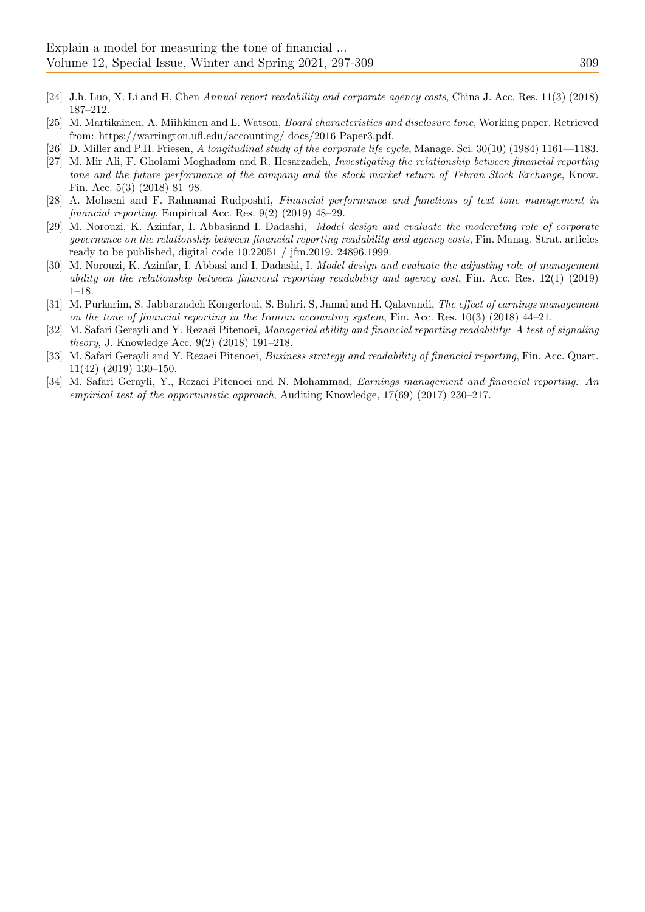[24] J.h. Luo, X. Li and H. Chen *Annual report readability and corporate agency costs*, China J. Acc. Res. 11(3) (2018) 187–212.

[25] M. Martikainen, A. Miihkinen and L. Watson, *Board characteristics and disclosure tone*, Working paper. Retrieved from: https://warrington.ufl.edu/accounting/ docs/2016 Paper3.pdf.

[26] D. Miller and P.H. Friesen, *A longitudinal study of the corporate life cycle*, Manage. Sci. 30(10) (1984) 1161—1183.

[27] M. Mir Ali, F. Gholami Moghadam and R. Hesarzadeh, *Investigating the relationship between financial reporting tone and the future performance of the company and the stock market return of Tehran Stock Exchange*, Know. Fin. Acc. 5(3) (2018) 81–98.

[28] A. Mohseni and F. Rahnamai Rudposhti, *Financial performance and functions of text tone management in financial reporting*, Empirical Acc. Res. 9(2) (2019) 48–29.

[29] M. Norouzi, K. Azinfar, I. Abbasiand I. Dadashi, *Model design and evaluate the moderating role of corporate governance on the relationship between financial reporting readability and agency costs*, Fin. Manag. Strat. articles ready to be published, digital code 10.22051 / jfm.2019. 24896.1999.

[30] M. Norouzi, K. Azinfar, I. Abbasi and I. Dadashi, I. *Model design and evaluate the adjusting role of management ability on the relationship between financial reporting readability and agency cost*, Fin. Acc. Res. 12(1) (2019) 1–18.

[31] M. Purkarim, S. Jabbarzadeh Kongerloui, S. Bahri, S, Jamal and H. Qalavandi, *The effect of earnings management on the tone of financial reporting in the Iranian accounting system*, Fin. Acc. Res. 10(3) (2018) 44–21.

[32] M. Safari Gerayli and Y. Rezaei Pitenoei, *Managerial ability and financial reporting readability: A test of signaling theory*, J. Knowledge Acc. 9(2) (2018) 191–218.

[33] M. Safari Gerayli and Y. Rezaei Pitenoei, *Business strategy and readability of financial reporting*, Fin. Acc. Quart. 11(42) (2019) 130–150.

[34] M. Safari Gerayli, Y., Rezaei Pitenoei and N. Mohammad, *Earnings management and financial reporting: An empirical test of the opportunistic approach*, Auditing Knowledge, 17(69) (2017) 230–217.